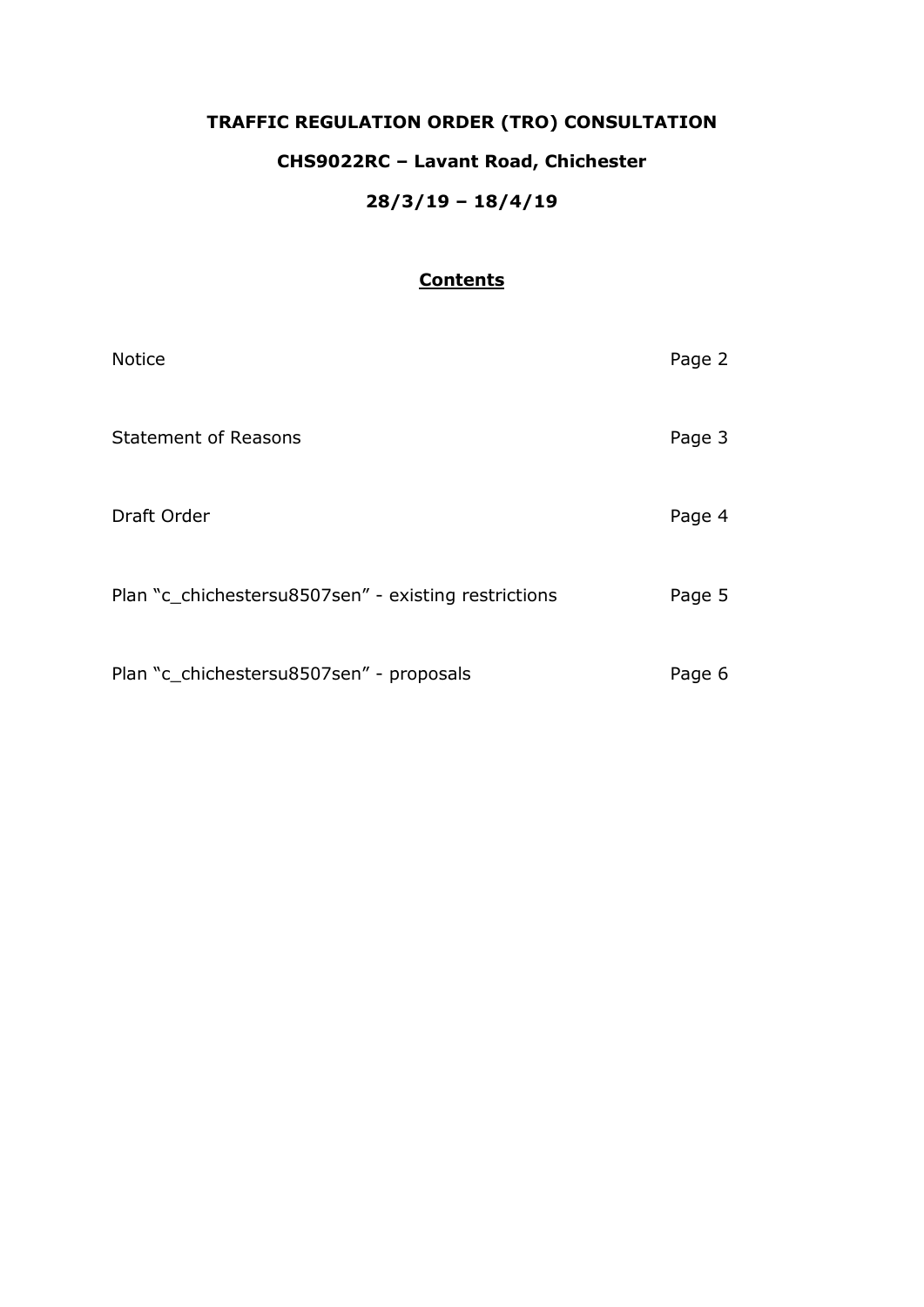# TRAFFIC REGULATION ORDER (TRO) CONSULTATION

## CHS9022RC – Lavant Road, Chichester

## 28/3/19 – 18/4/19

### Contents

| | |
|---|---|
| Notice | Page 2 |
| Statement of Reasons | Page 3 |
| Draft Order | Page 4 |
| Plan "c_chichestersu8507sen" - existing restrictions | Page 5 |
| Plan "c_chichestersu8507sen" - proposals | Page 6 |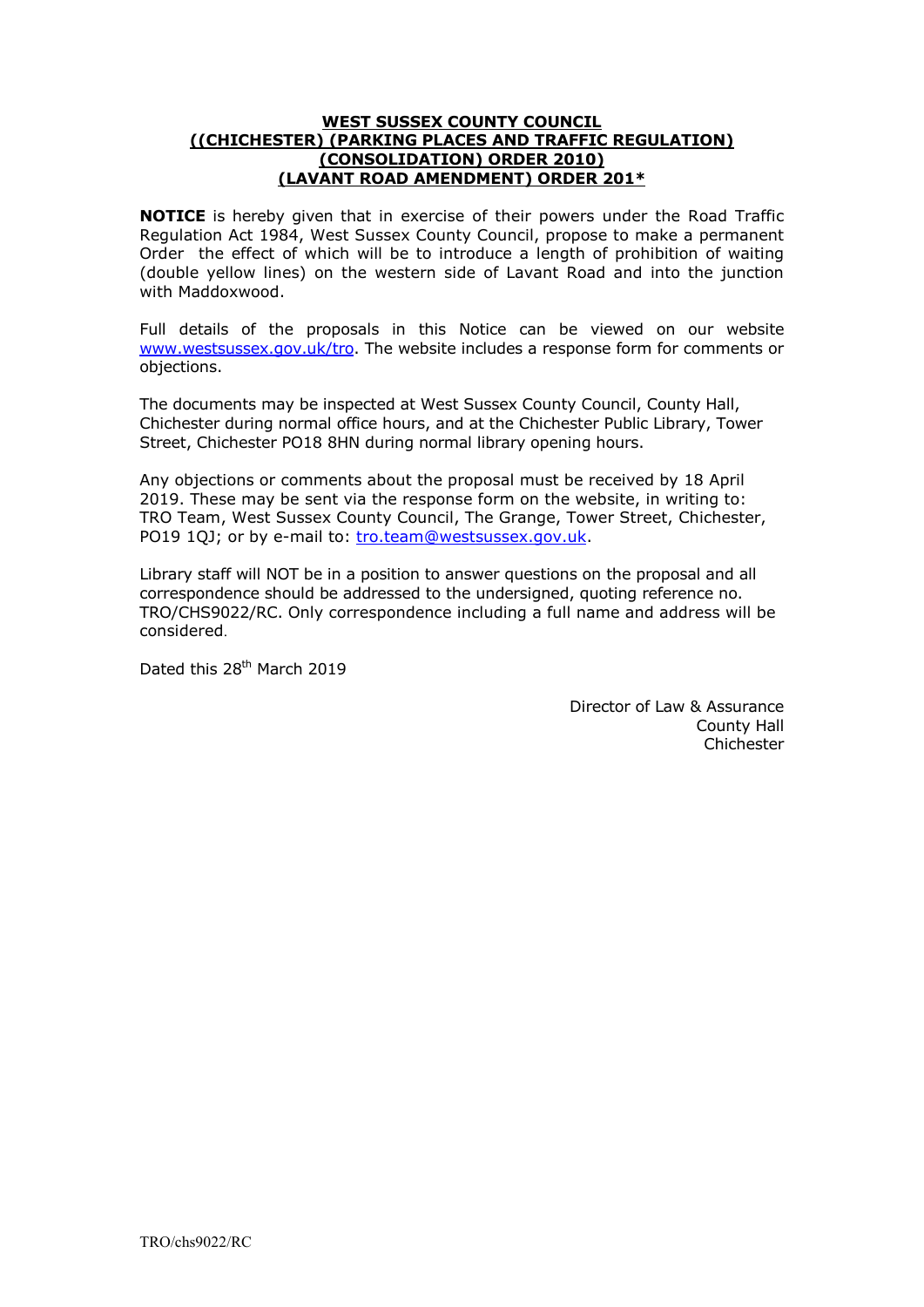**WEST SUSSEX COUNTY COUNCIL**
**((CHICHESTER) (PARKING PLACES AND TRAFFIC REGULATION)**
**(CONSOLIDATION) ORDER 2010)**
**(LAVANT ROAD AMENDMENT) ORDER 201***

**NOTICE** is hereby given that in exercise of their powers under the Road Traffic Regulation Act 1984, West Sussex County Council, propose to make a permanent Order the effect of which will be to introduce a length of prohibition of waiting (double yellow lines) on the western side of Lavant Road and into the junction with Maddoxwood.

Full details of the proposals in this Notice can be viewed on our website www.westsussex.gov.uk/tro. The website includes a response form for comments or objections.

The documents may be inspected at West Sussex County Council, County Hall, Chichester during normal office hours, and at the Chichester Public Library, Tower Street, Chichester PO18 8HN during normal library opening hours.

Any objections or comments about the proposal must be received by 18 April 2019. These may be sent via the response form on the website, in writing to: TRO Team, West Sussex County Council, The Grange, Tower Street, Chichester, PO19 1QJ; or by e-mail to: tro.team@westsussex.gov.uk.

Library staff will NOT be in a position to answer questions on the proposal and all correspondence should be addressed to the undersigned, quoting reference no. TRO/CHS9022/RC. Only correspondence including a full name and address will be considered.

Dated this 28th March 2019

Director of Law & Assurance
County Hall
Chichester

TRO/chs9022/RC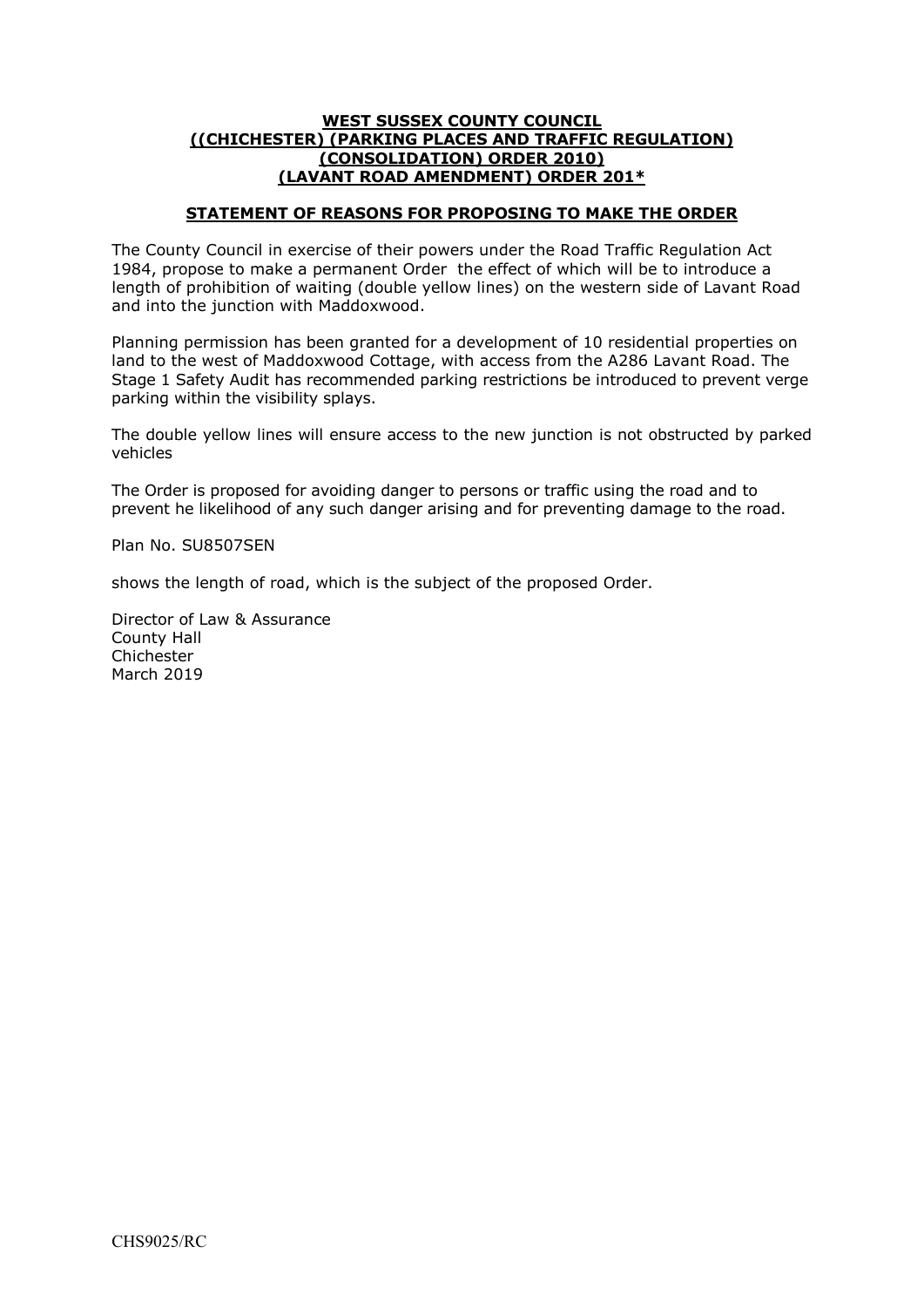**WEST SUSSEX COUNTY COUNCIL**
**((CHICHESTER) (PARKING PLACES AND TRAFFIC REGULATION)**
**(CONSOLIDATION) ORDER 2010)**
**(LAVANT ROAD AMENDMENT) ORDER 201***

**STATEMENT OF REASONS FOR PROPOSING TO MAKE THE ORDER**

The County Council in exercise of their powers under the Road Traffic Regulation Act 1984, propose to make a permanent Order the effect of which will be to introduce a length of prohibition of waiting (double yellow lines) on the western side of Lavant Road and into the junction with Maddoxwood.

Planning permission has been granted for a development of 10 residential properties on land to the west of Maddoxwood Cottage, with access from the A286 Lavant Road. The Stage 1 Safety Audit has recommended parking restrictions be introduced to prevent verge parking within the visibility splays.

The double yellow lines will ensure access to the new junction is not obstructed by parked vehicles

The Order is proposed for avoiding danger to persons or traffic using the road and to prevent he likelihood of any such danger arising and for preventing damage to the road.

Plan No. SU8507SEN

shows the length of road, which is the subject of the proposed Order.

Director of Law & Assurance
County Hall
Chichester
March 2019

CHS9025/RC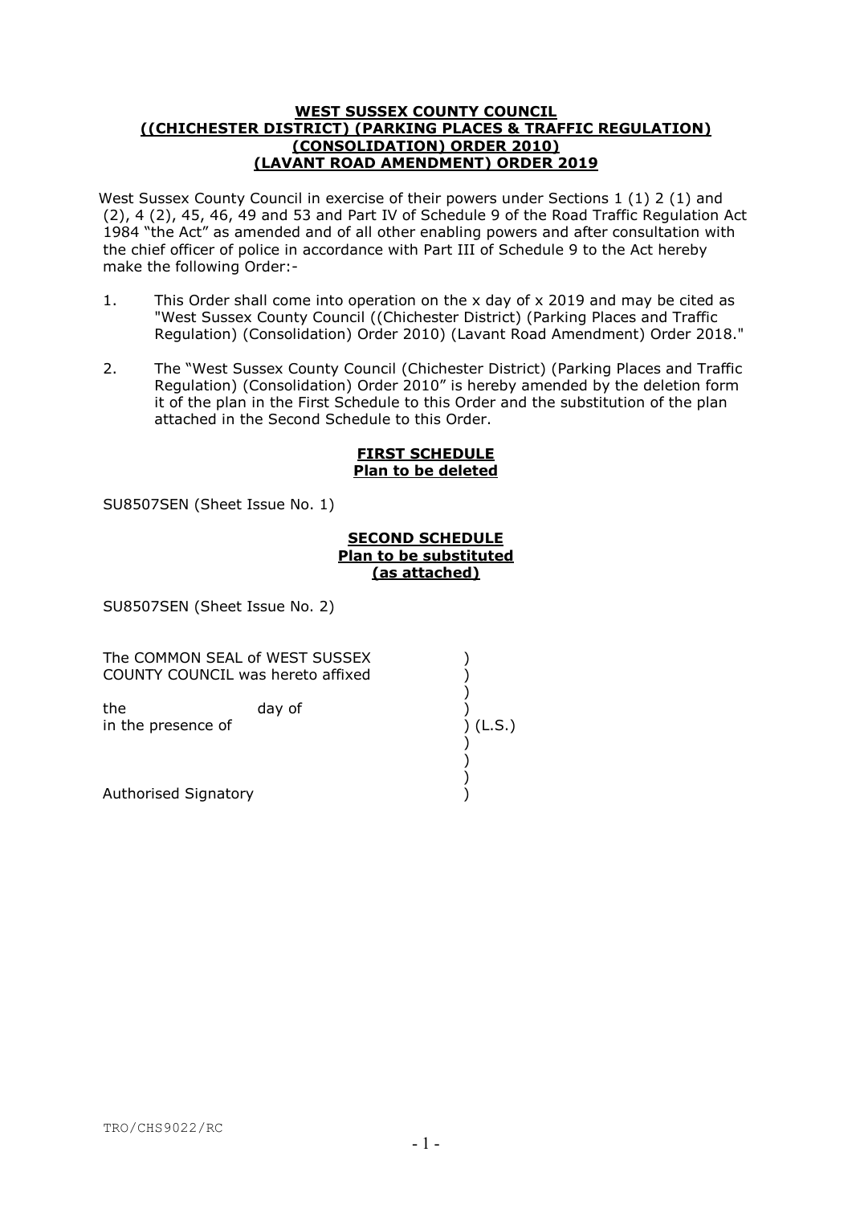**WEST SUSSEX COUNTY COUNCIL**
**((CHICHESTER DISTRICT) (PARKING PLACES & TRAFFIC REGULATION) (CONSOLIDATION) ORDER 2010)**
**(LAVANT ROAD AMENDMENT) ORDER 2019**

West Sussex County Council in exercise of their powers under Sections 1 (1) 2 (1) and (2), 4 (2), 45, 46, 49 and 53 and Part IV of Schedule 9 of the Road Traffic Regulation Act 1984 "the Act" as amended and of all other enabling powers and after consultation with the chief officer of police in accordance with Part III of Schedule 9 to the Act hereby make the following Order:-

1. This Order shall come into operation on the x day of x 2019 and may be cited as "West Sussex County Council ((Chichester District) (Parking Places and Traffic Regulation) (Consolidation) Order 2010) (Lavant Road Amendment) Order 2018."

2. The "West Sussex County Council (Chichester District) (Parking Places and Traffic Regulation) (Consolidation) Order 2010" is hereby amended by the deletion form it of the plan in the First Schedule to this Order and the substitution of the plan attached in the Second Schedule to this Order.

**FIRST SCHEDULE**
**Plan to be deleted**

SU8507SEN (Sheet Issue No. 1)

**SECOND SCHEDULE**
**Plan to be substituted**
**(as attached)**

SU8507SEN (Sheet Issue No. 2)

The COMMON SEAL of WEST SUSSEX COUNTY COUNCIL was hereto affixed )
)
)
the day of )
in the presence of ) (L.S.)
)
)
)
Authorised Signatory )

TRO/CHS9022/RC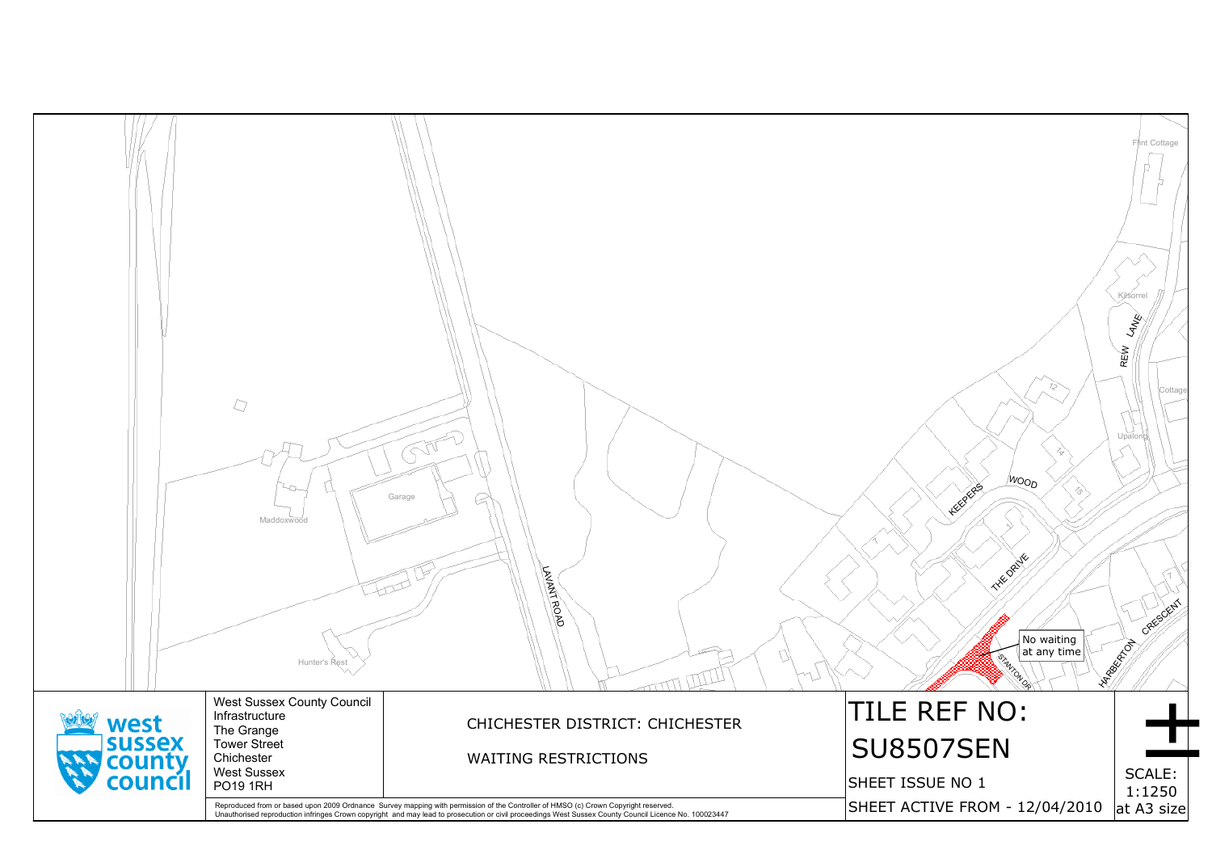Flint Cottage

Kilsorrel

REW LANE

Cottage

Upalong

12

14

15

KEEPERS WOOD

THE DRIVE

7

HARBERTON CRESCENT

No waiting at any time

STANTON DR

LAVANT ROAD

Garage

Maddoxwood

Hunter's Rest

West Sussex County Council
Infrastructure
The Grange
Tower Street
Chichester
West Sussex
PO19 1RH

CHICHESTER DISTRICT: CHICHESTER

WAITING RESTRICTIONS

# TILE REF NO: SU8507SEN

SHEET ISSUE NO 1

SHEET ACTIVE FROM - 12/04/2010

SCALE: 1:1250 at A3 size

Reproduced from or based upon 2009 Ordnance Survey mapping with permission of the Controller of HMSO (c) Crown Copyright reserved.
Unauthorised reproduction infringes Crown copyright and may lead to prosecution or civil proceedings West Sussex County Council Licence No. 100023447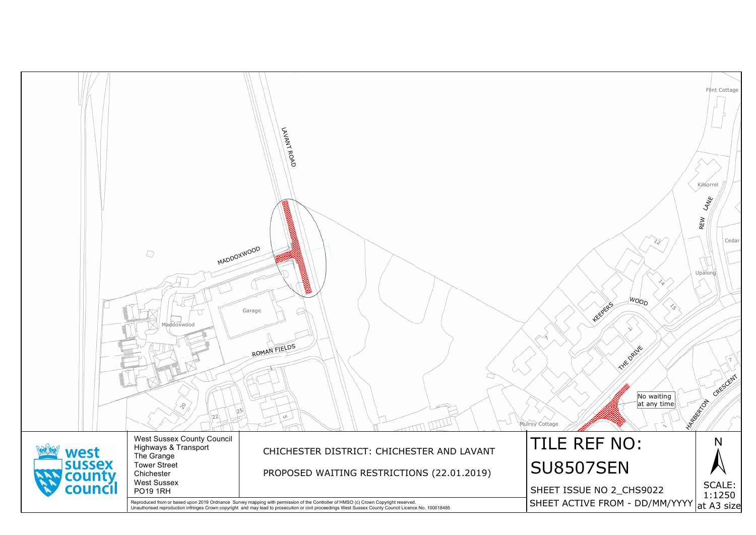LAVANT ROAD

MADDOXWOOD

Maddoxwood

Garage

ROMAN FIELDS

KEEPERS WOOD

THE DRIVE

REW LANE

HARBERTON CRESCENT

Flint Cottage

Kilsorrel

Cedar

Upalong

Mulroy Cottage

No waiting at any time

West Sussex County Council
Highways & Transport
The Grange
Tower Street
Chichester
West Sussex
PO19 1RH

CHICHESTER DISTRICT: CHICHESTER AND LAVANT

PROPOSED WAITING RESTRICTIONS (22.01.2019)

TILE REF NO:

SU8507SEN

SHEET ISSUE NO 2_CHS9022

SHEET ACTIVE FROM - DD/MM/YYYY

N

SCALE: 1:1250 at A3 size

Reproduced from or based upon 2019 Ordnance Survey mapping with permission of the Controller of HMSO (c) Crown Copyright reserved.
Unauthorised reproduction infringes Crown copyright and may lead to prosecution or civil proceedings West Sussex County Council Licence No. 100018485